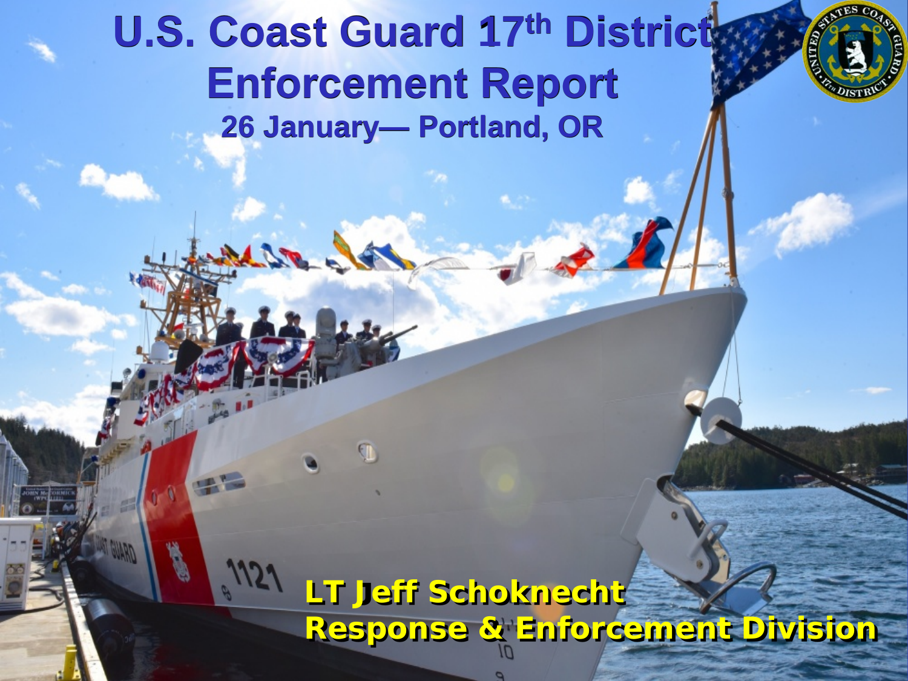# U.S. Coast Guard 17[th] District Enforcement Report

## 26 January— Portland, OR

**LT Jeff Schoknecht**
**Response & Enforcement Division**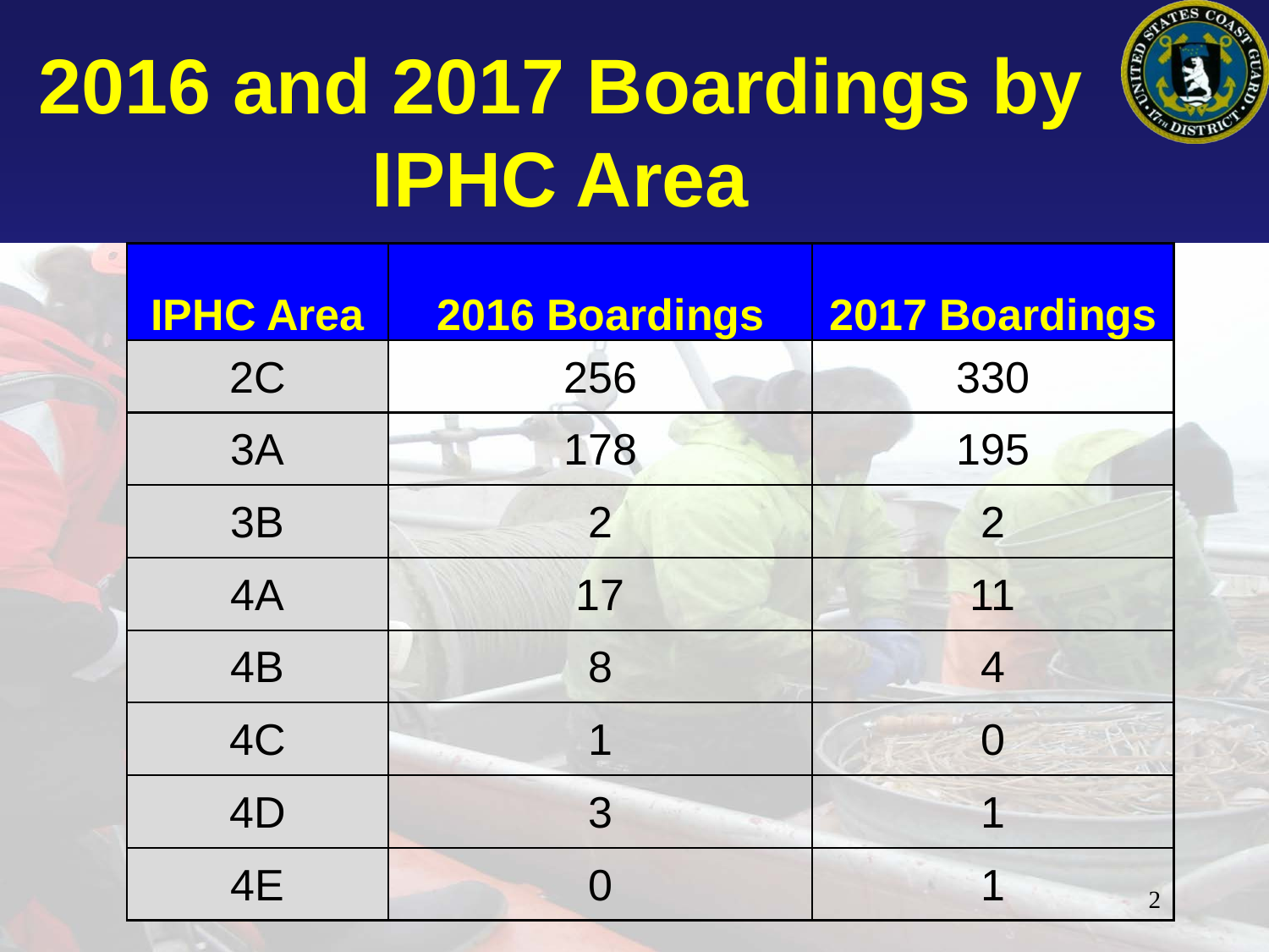# 2016 and 2017 Boardings by IPHC Area

| IPHC Area | 2016 Boardings | 2017 Boardings |
|---|---|---|
| 2C | 256 | 330 |
| 3A | 178 | 195 |
| 3B | 2 | 2 |
| 4A | 17 | 11 |
| 4B | 8 | 4 |
| 4C | 1 | 0 |
| 4D | 3 | 1 |
| 4E | 0 | 1 |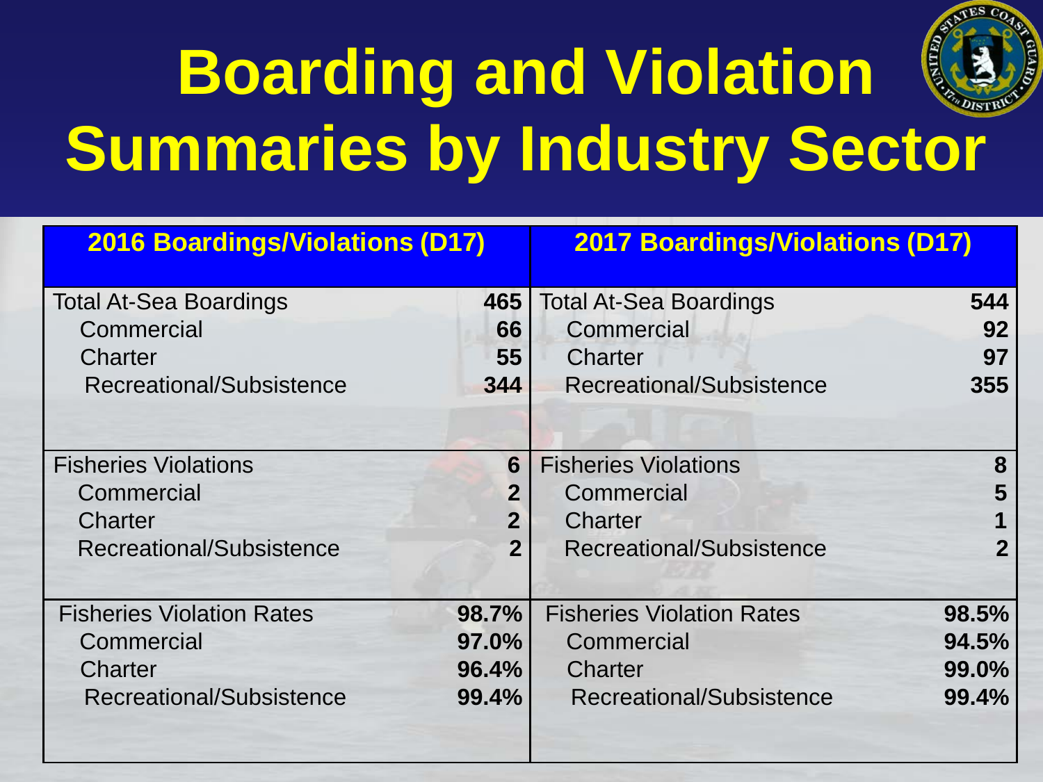# Boarding and Violation Summaries by Industry Sector

| 2016 Boardings/Violations (D17) | | 2017 Boardings/Violations (D17) | |
|---|---|---|---|
| Total At-Sea Boardings | **465** | Total At-Sea Boardings | **544** |
| Commercial | **66** | Commercial | **92** |
| Charter | **55** | Charter | **97** |
| Recreational/Subsistence | **344** | Recreational/Subsistence | **355** |
| Fisheries Violations | **6** | Fisheries Violations | **8** |
| Commercial | **2** | Commercial | **5** |
| Charter | **2** | Charter | **1** |
| Recreational/Subsistence | **2** | Recreational/Subsistence | **2** |
| Fisheries Violation Rates | **98.7%** | Fisheries Violation Rates | **98.5%** |
| Commercial | **97.0%** | Commercial | **94.5%** |
| Charter | **96.4%** | Charter | **99.0%** |
| Recreational/Subsistence | **99.4%** | Recreational/Subsistence | **99.4%** |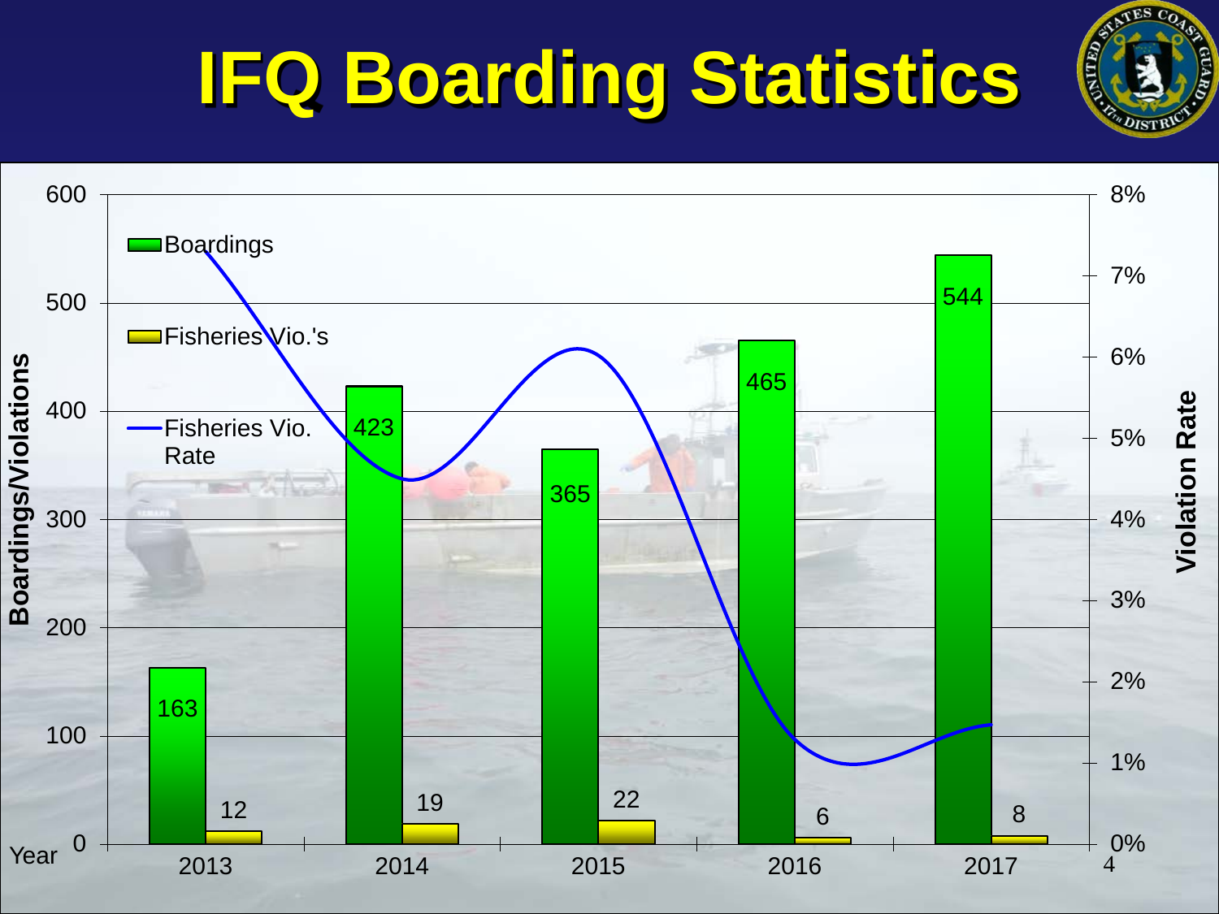# IFQ Boarding Statistics

| Year | Boardings | Fisheries Vio.'s |
|---|---|---|
| 2013 | 163 | 12 |
| 2014 | 423 | 19 |
| 2015 | 365 | 22 |
| 2016 | 465 | 6 |
| 2017 | 544 | 8 |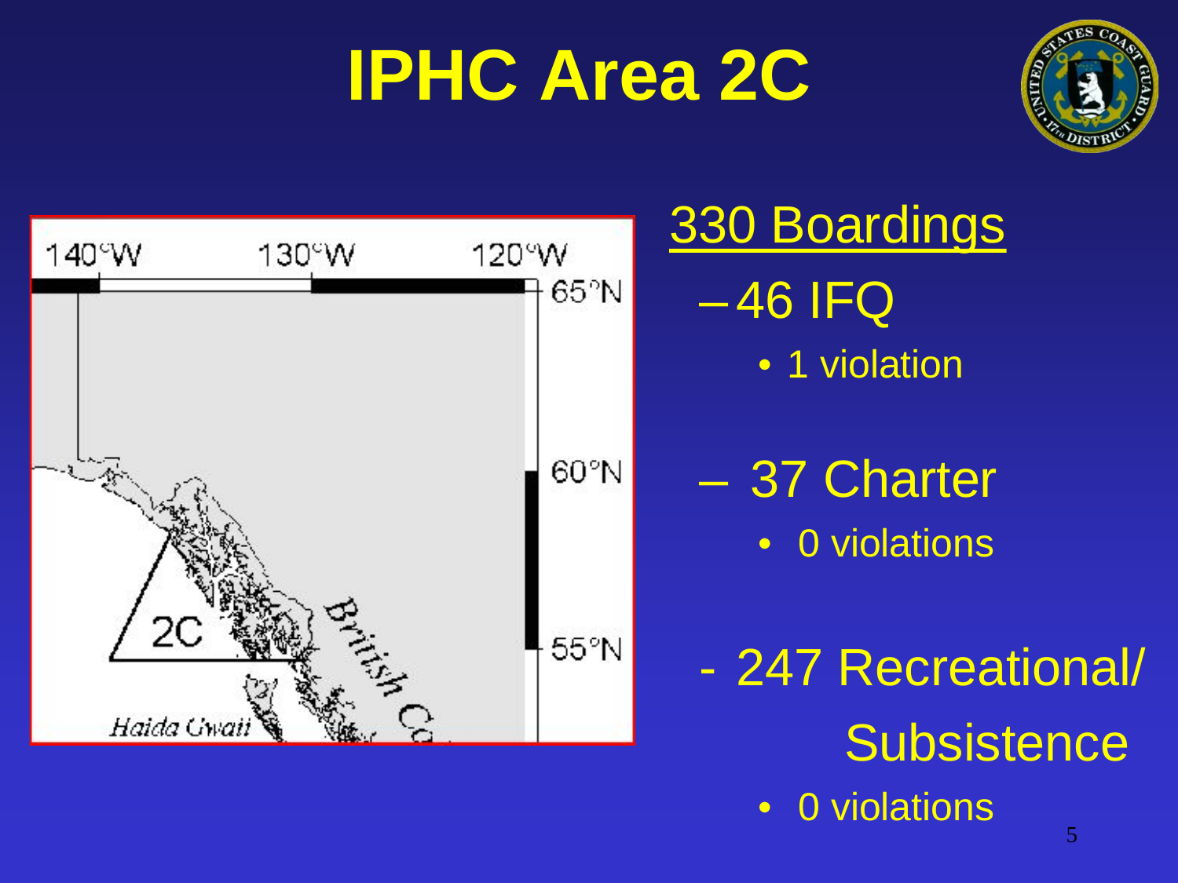# IPHC Area 2C

330 Boardings

- 46 IFQ
  - 1 violation
- 37 Charter
  - 0 violations
- 247 Recreational/ Subsistence
  - 0 violations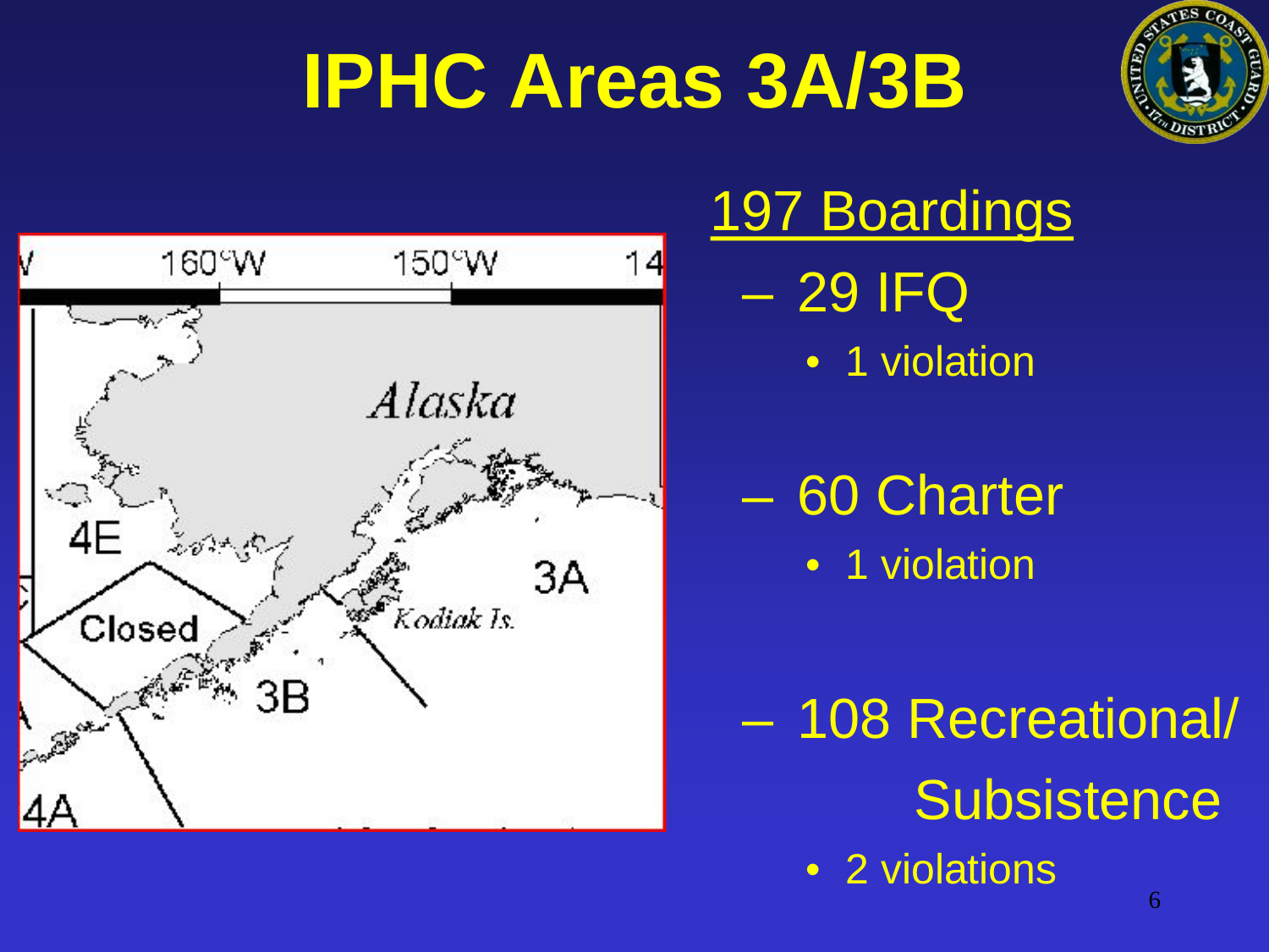# IPHC Areas 3A/3B

<u>197 Boardings</u>

- 29 IFQ
  - 1 violation
- 60 Charter
  - 1 violation
- 108 Recreational/ Subsistence
  - 2 violations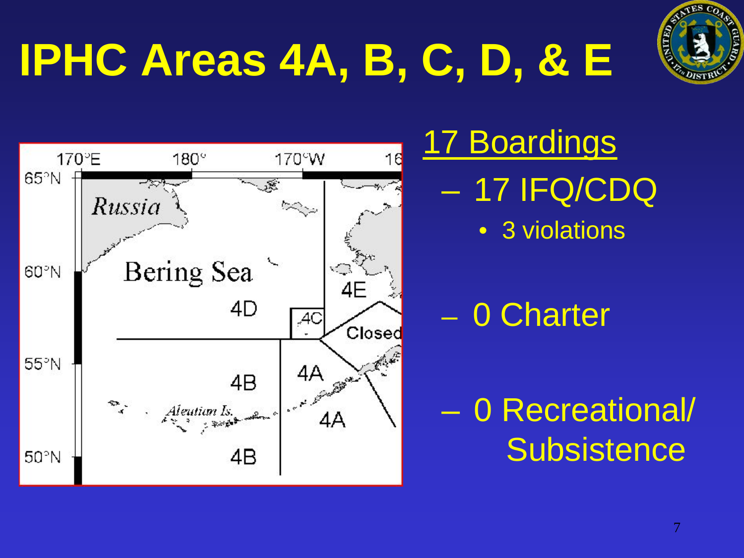# IPHC Areas 4A, B, C, D, & E

17 Boardings

- 17 IFQ/CDQ
  - 3 violations
- 0 Charter
- 0 Recreational/ Subsistence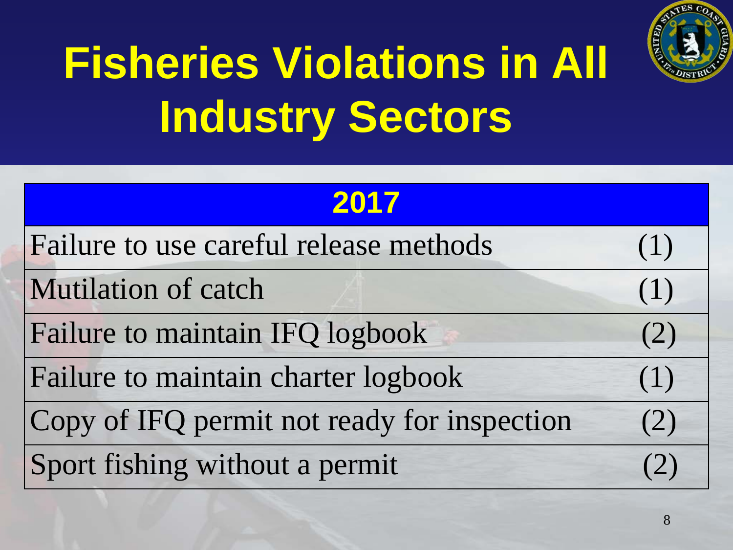# Fisheries Violations in All Industry Sectors

| 2017 | |
|---|---|
| Failure to use careful release methods | (1) |
| Mutilation of catch | (1) |
| Failure to maintain IFQ logbook | (2) |
| Failure to maintain charter logbook | (1) |
| Copy of IFQ permit not ready for inspection | (2) |
| Sport fishing without a permit | (2) |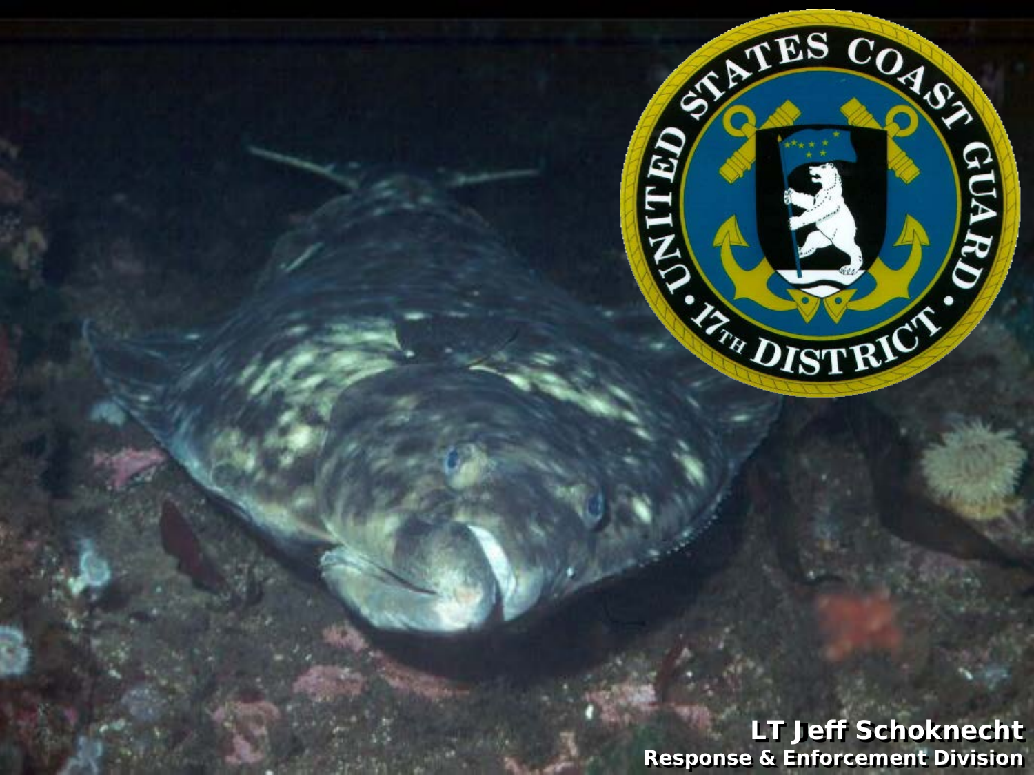**LT Jeff Schoknecht**
**Response & Enforcement Division**